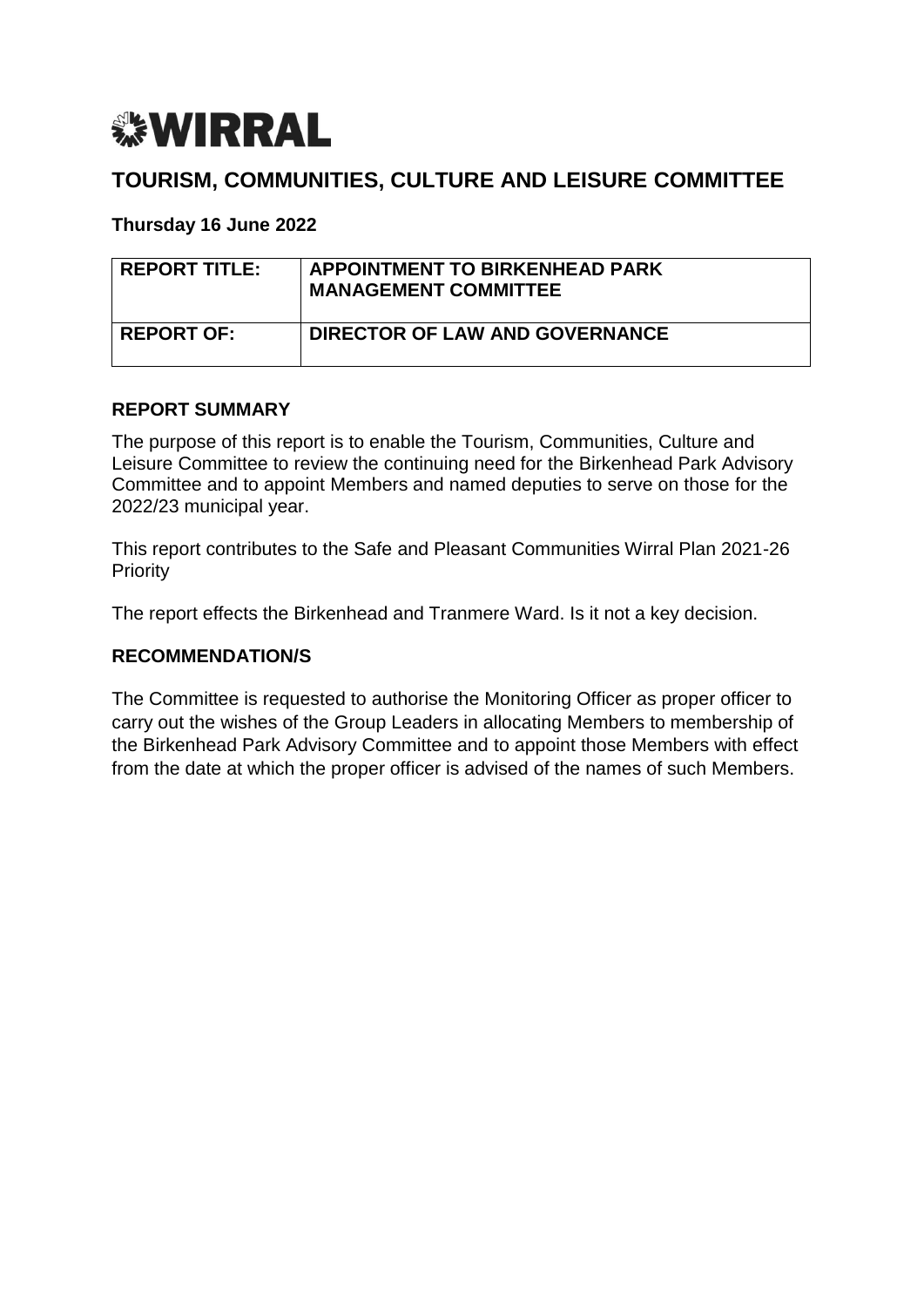**WIRRAL**

# TOURISM, COMMUNITIES, CULTURE AND LEISURE COMMITTEE

**Thursday 16 June 2022**

| | |
|---|---|
| **REPORT TITLE:** | **APPOINTMENT TO BIRKENHEAD PARK MANAGEMENT COMMITTEE** |
| **REPORT OF:** | **DIRECTOR OF LAW AND GOVERNANCE** |

## REPORT SUMMARY

The purpose of this report is to enable the Tourism, Communities, Culture and Leisure Committee to review the continuing need for the Birkenhead Park Advisory Committee and to appoint Members and named deputies to serve on those for the 2022/23 municipal year.

This report contributes to the Safe and Pleasant Communities Wirral Plan 2021-26 Priority

The report effects the Birkenhead and Tranmere Ward. Is it not a key decision.

## RECOMMENDATION/S

The Committee is requested to authorise the Monitoring Officer as proper officer to carry out the wishes of the Group Leaders in allocating Members to membership of the Birkenhead Park Advisory Committee and to appoint those Members with effect from the date at which the proper officer is advised of the names of such Members.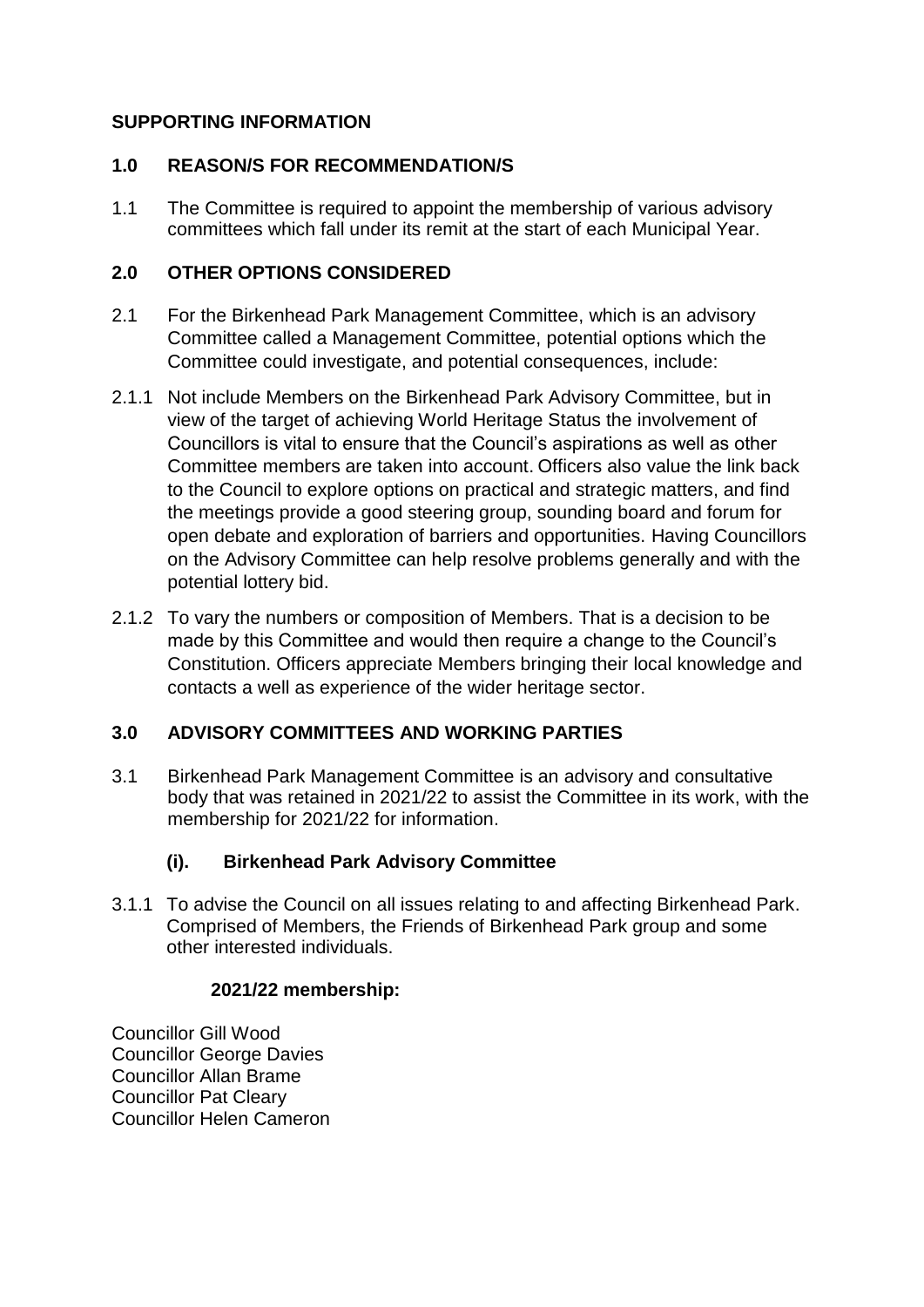## SUPPORTING INFORMATION

### 1.0 REASON/S FOR RECOMMENDATION/S

1.1 The Committee is required to appoint the membership of various advisory committees which fall under its remit at the start of each Municipal Year.

### 2.0 OTHER OPTIONS CONSIDERED

2.1 For the Birkenhead Park Management Committee, which is an advisory Committee called a Management Committee, potential options which the Committee could investigate, and potential consequences, include:

2.1.1 Not include Members on the Birkenhead Park Advisory Committee, but in view of the target of achieving World Heritage Status the involvement of Councillors is vital to ensure that the Council's aspirations as well as other Committee members are taken into account. Officers also value the link back to the Council to explore options on practical and strategic matters, and find the meetings provide a good steering group, sounding board and forum for open debate and exploration of barriers and opportunities. Having Councillors on the Advisory Committee can help resolve problems generally and with the potential lottery bid.

2.1.2 To vary the numbers or composition of Members. That is a decision to be made by this Committee and would then require a change to the Council's Constitution. Officers appreciate Members bringing their local knowledge and contacts a well as experience of the wider heritage sector.

### 3.0 ADVISORY COMMITTEES AND WORKING PARTIES

3.1 Birkenhead Park Management Committee is an advisory and consultative body that was retained in 2021/22 to assist the Committee in its work, with the membership for 2021/22 for information.

#### (i). Birkenhead Park Advisory Committee

3.1.1 To advise the Council on all issues relating to and affecting Birkenhead Park. Comprised of Members, the Friends of Birkenhead Park group and some other interested individuals.

**2021/22 membership:**

Councillor Gill Wood
Councillor George Davies
Councillor Allan Brame
Councillor Pat Cleary
Councillor Helen Cameron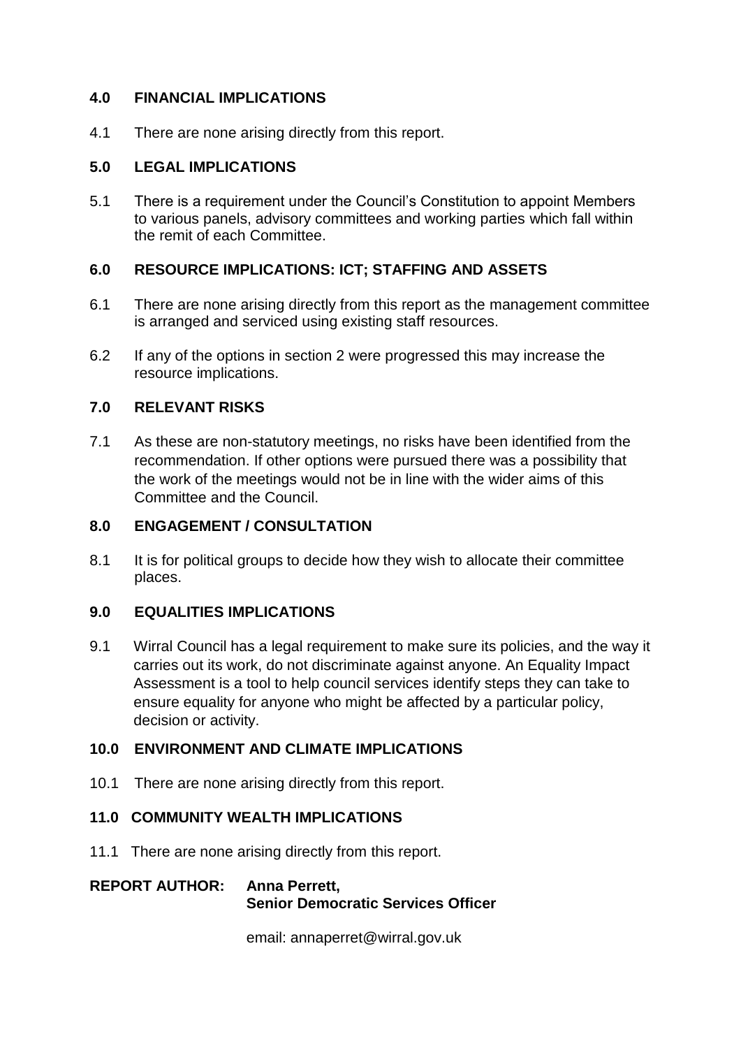## 4.0 FINANCIAL IMPLICATIONS

4.1 There are none arising directly from this report.

## 5.0 LEGAL IMPLICATIONS

5.1 There is a requirement under the Council's Constitution to appoint Members to various panels, advisory committees and working parties which fall within the remit of each Committee.

## 6.0 RESOURCE IMPLICATIONS: ICT; STAFFING AND ASSETS

6.1 There are none arising directly from this report as the management committee is arranged and serviced using existing staff resources.

6.2 If any of the options in section 2 were progressed this may increase the resource implications.

## 7.0 RELEVANT RISKS

7.1 As these are non-statutory meetings, no risks have been identified from the recommendation. If other options were pursued there was a possibility that the work of the meetings would not be in line with the wider aims of this Committee and the Council.

## 8.0 ENGAGEMENT / CONSULTATION

8.1 It is for political groups to decide how they wish to allocate their committee places.

## 9.0 EQUALITIES IMPLICATIONS

9.1 Wirral Council has a legal requirement to make sure its policies, and the way it carries out its work, do not discriminate against anyone. An Equality Impact Assessment is a tool to help council services identify steps they can take to ensure equality for anyone who might be affected by a particular policy, decision or activity.

## 10.0 ENVIRONMENT AND CLIMATE IMPLICATIONS

10.1 There are none arising directly from this report.

## 11.0 COMMUNITY WEALTH IMPLICATIONS

11.1 There are none arising directly from this report.

**REPORT AUTHOR: Anna Perrett,**
**Senior Democratic Services Officer**

email: annaperret@wirral.gov.uk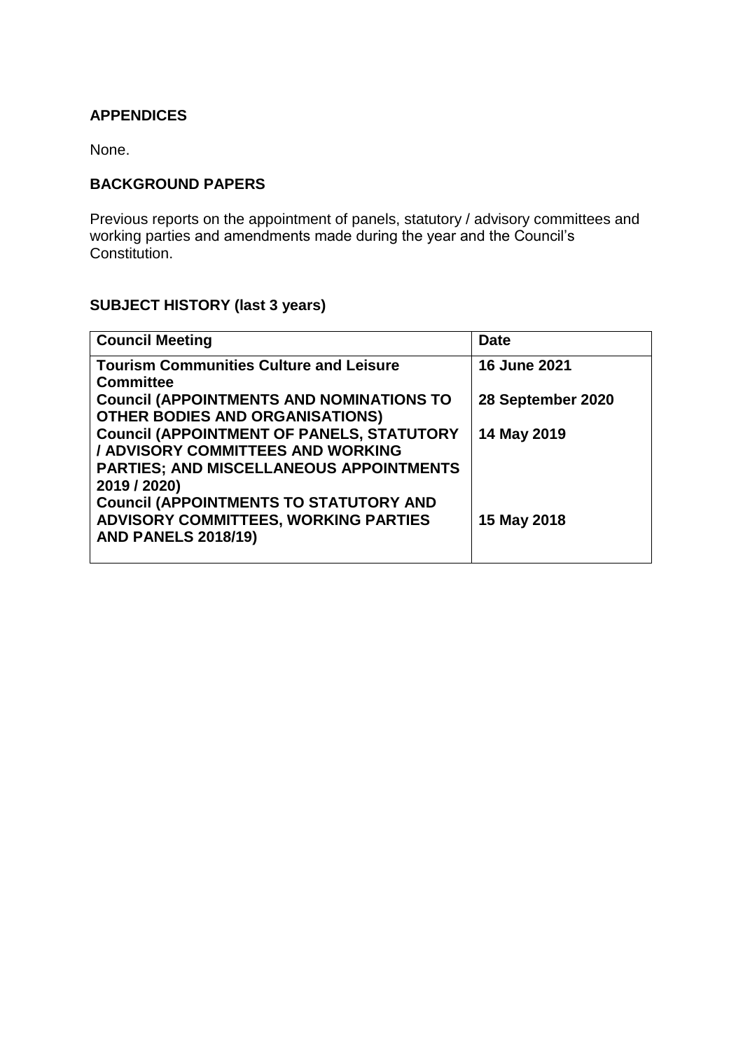**APPENDICES**

None.

**BACKGROUND PAPERS**

Previous reports on the appointment of panels, statutory / advisory committees and working parties and amendments made during the year and the Council's Constitution.

**SUBJECT HISTORY (last 3 years)**

| **Council Meeting** | **Date** |
|---|---|
| **Tourism Communities Culture and Leisure Committee** | **16 June 2021** |
| **Council (APPOINTMENTS AND NOMINATIONS TO OTHER BODIES AND ORGANISATIONS)** | **28 September 2020** |
| **Council (APPOINTMENT OF PANELS, STATUTORY / ADVISORY COMMITTEES AND WORKING PARTIES; AND MISCELLANEOUS APPOINTMENTS 2019 / 2020)** | **14 May 2019** |
| **Council (APPOINTMENTS TO STATUTORY AND ADVISORY COMMITTEES, WORKING PARTIES AND PANELS 2018/19)** | **15 May 2018** |